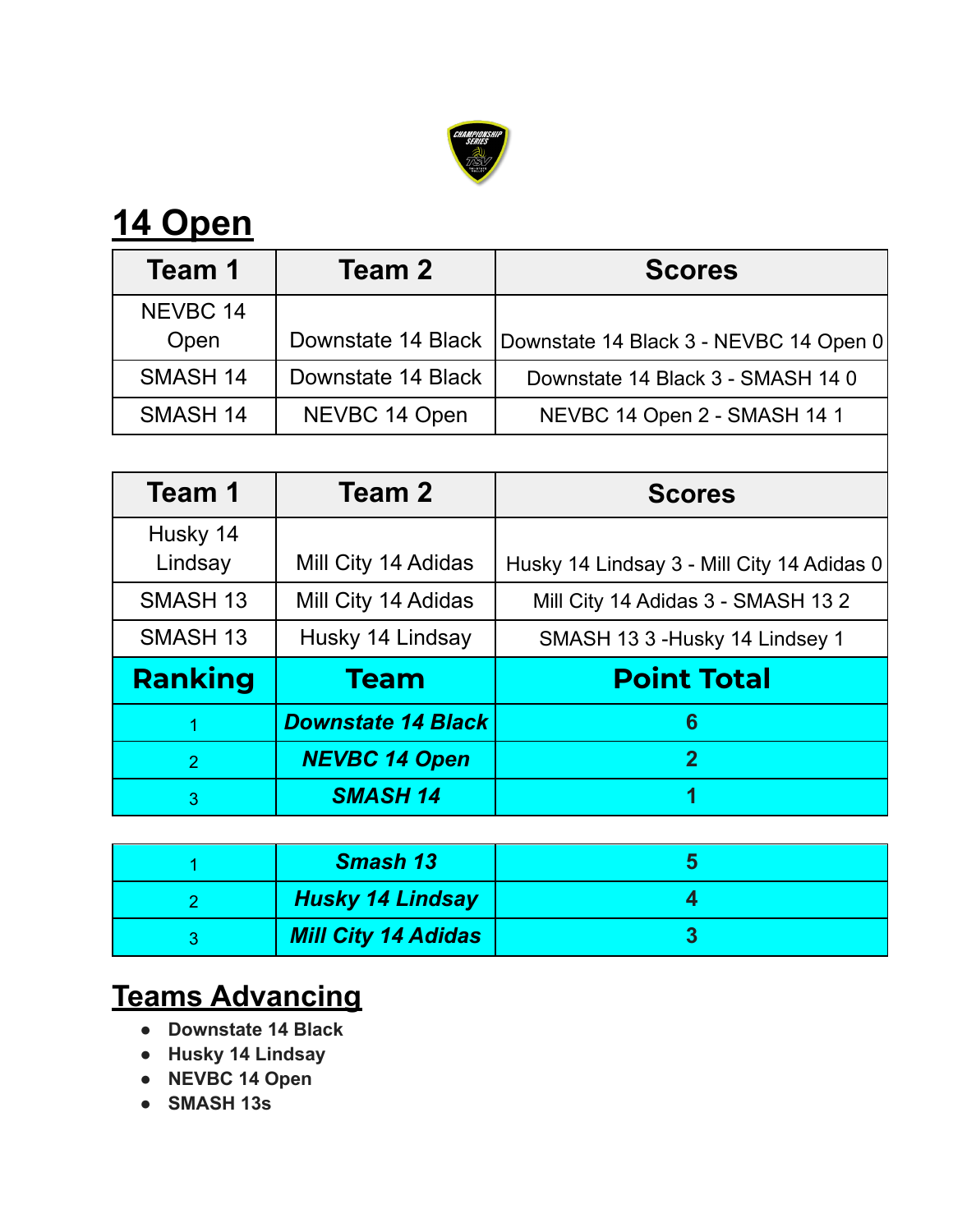# 14 Open

| Team 1 | Team 2 | Scores |
|---|---|---|
| NEVBC 14 Open | Downstate 14 Black | Downstate 14 Black 3 - NEVBC 14 Open 0 |
| SMASH 14 | Downstate 14 Black | Downstate 14 Black 3 - SMASH 14 0 |
| SMASH 14 | NEVBC 14 Open | NEVBC 14 Open 2 - SMASH 14 1 |

| Team 1 | Team 2 | Scores |
|---|---|---|
| Husky 14 Lindsay | Mill City 14 Adidas | Husky 14 Lindsay 3 - Mill City 14 Adidas 0 |
| SMASH 13 | Mill City 14 Adidas | Mill City 14 Adidas 3 - SMASH 13 2 |
| SMASH 13 | Husky 14 Lindsay | SMASH 13 3 -Husky 14 Lindsey 1 |

| Ranking | Team | Point Total |
|---|---|---|
| 1 | ***Downstate 14 Black*** | **6** |
| 2 | ***NEVBC 14 Open*** | **2** |
| 3 | ***SMASH 14*** | **1** |

| | | |
|---|---|---|
| 1 | ***Smash 13*** | **5** |
| 2 | ***Husky 14 Lindsay*** | **4** |
| 3 | ***Mill City 14 Adidas*** | **3** |

## Teams Advancing

- **Downstate 14 Black**
- **Husky 14 Lindsay**
- **NEVBC 14 Open**
- **SMASH 13s**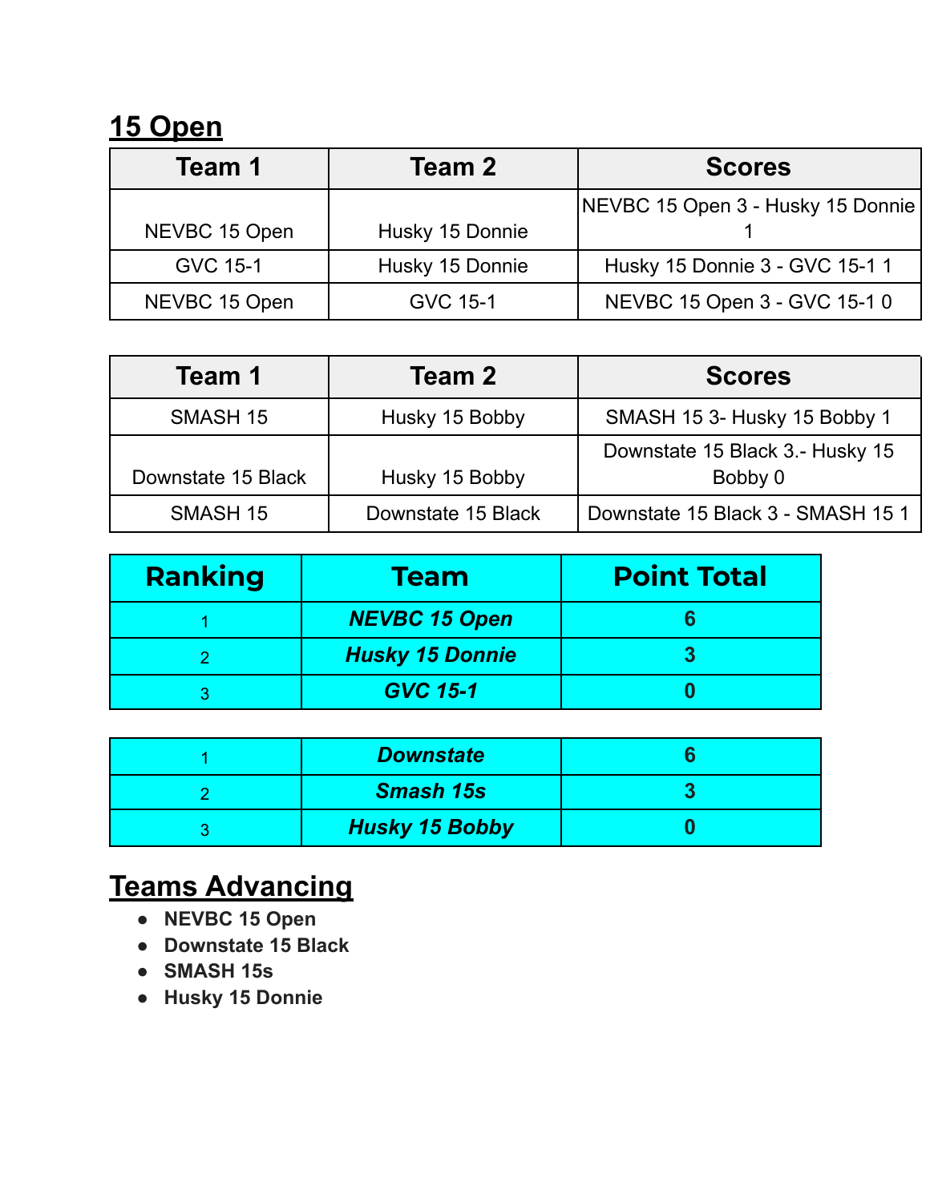## 15 Open

| Team 1 | Team 2 | Scores |
|---|---|---|
| NEVBC 15 Open | Husky 15 Donnie | NEVBC 15 Open 3 - Husky 15 Donnie 1 |
| GVC 15-1 | Husky 15 Donnie | Husky 15 Donnie 3 - GVC 15-1 1 |
| NEVBC 15 Open | GVC 15-1 | NEVBC 15 Open 3 - GVC 15-1 0 |

| Team 1 | Team 2 | Scores |
|---|---|---|
| SMASH 15 | Husky 15 Bobby | SMASH 15 3- Husky 15 Bobby 1 |
| Downstate 15 Black | Husky 15 Bobby | Downstate 15 Black 3.- Husky 15 Bobby 0 |
| SMASH 15 | Downstate 15 Black | Downstate 15 Black 3 - SMASH 15 1 |

| Ranking | Team | Point Total |
|---|---|---|
| 1 | ***NEVBC 15 Open*** | **6** |
| 2 | ***Husky 15 Donnie*** | **3** |
| 3 | ***GVC 15-1*** | **0** |

| | | |
|---|---|---|
| 1 | ***Downstate*** | **6** |
| 2 | ***Smash 15s*** | **3** |
| 3 | ***Husky 15 Bobby*** | **0** |

## Teams Advancing

- **NEVBC 15 Open**
- **Downstate 15 Black**
- **SMASH 15s**
- **Husky 15 Donnie**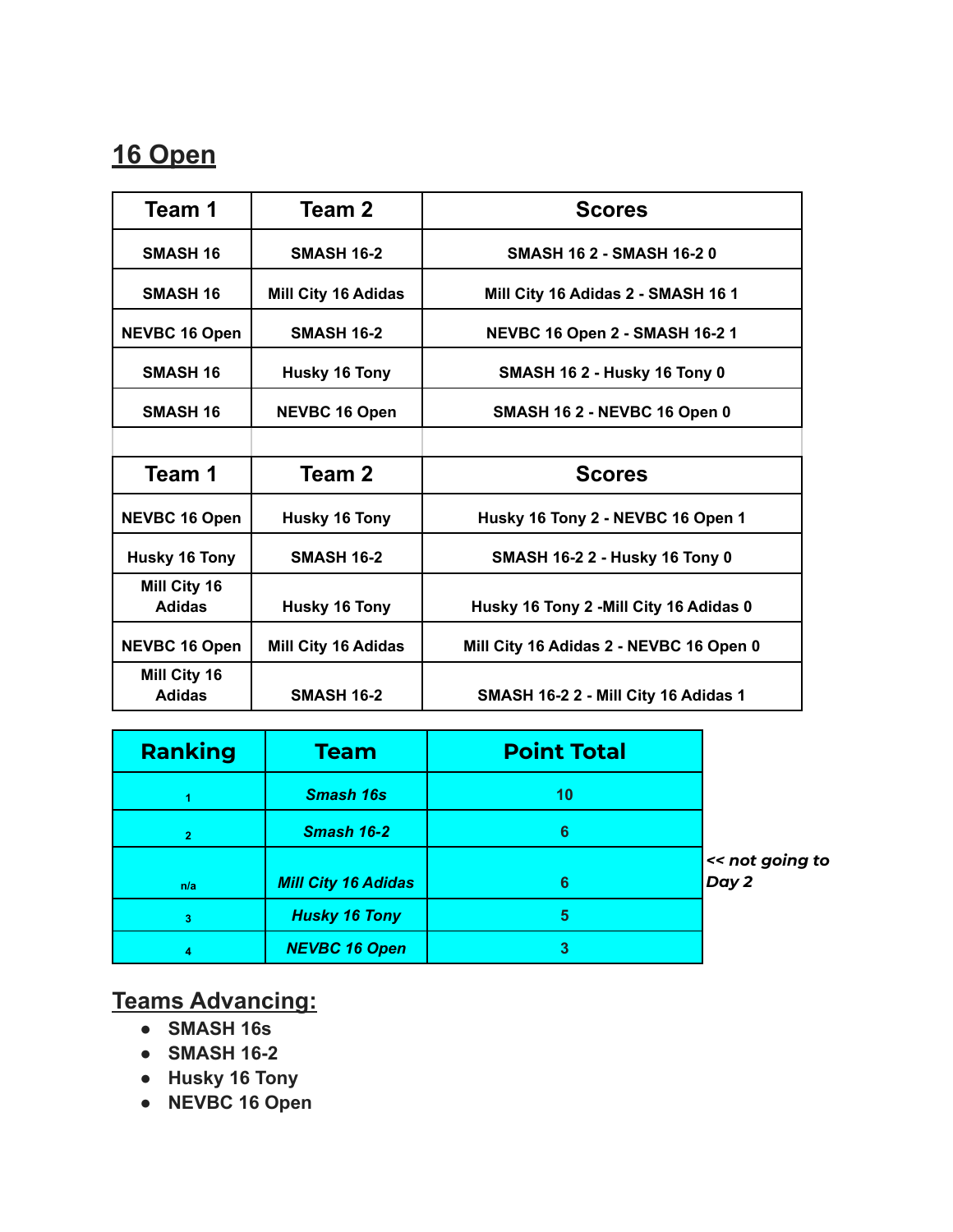## 16 Open

| Team 1 | Team 2 | Scores |
|---|---|---|
| SMASH 16 | SMASH 16-2 | SMASH 16 2 - SMASH 16-2 0 |
| SMASH 16 | Mill City 16 Adidas | Mill City 16 Adidas 2 - SMASH 16 1 |
| NEVBC 16 Open | SMASH 16-2 | NEVBC 16 Open 2 - SMASH 16-2 1 |
| SMASH 16 | Husky 16 Tony | SMASH 16 2 - Husky 16 Tony 0 |
| SMASH 16 | NEVBC 16 Open | SMASH 16 2 - NEVBC 16 Open 0 |

| Team 1 | Team 2 | Scores |
|---|---|---|
| NEVBC 16 Open | Husky 16 Tony | Husky 16 Tony 2 - NEVBC 16 Open 1 |
| Husky 16 Tony | SMASH 16-2 | SMASH 16-2 2 - Husky 16 Tony 0 |
| Mill City 16 Adidas | Husky 16 Tony | Husky 16 Tony 2 -Mill City 16 Adidas 0 |
| NEVBC 16 Open | Mill City 16 Adidas | Mill City 16 Adidas 2 - NEVBC 16 Open 0 |
| Mill City 16 Adidas | SMASH 16-2 | SMASH 16-2 2 - Mill City 16 Adidas 1 |

| Ranking | Team | Point Total | |
|---|---|---|---|
| 1 | *Smash 16s* | 10 | |
| 2 | *Smash 16-2* | 6 | |
| n/a | *Mill City 16 Adidas* | 6 | *<< not going to Day 2* |
| 3 | *Husky 16 Tony* | 5 | |
| 4 | *NEVBC 16 Open* | 3 | |

## Teams Advancing:

- SMASH 16s
- SMASH 16-2
- Husky 16 Tony
- NEVBC 16 Open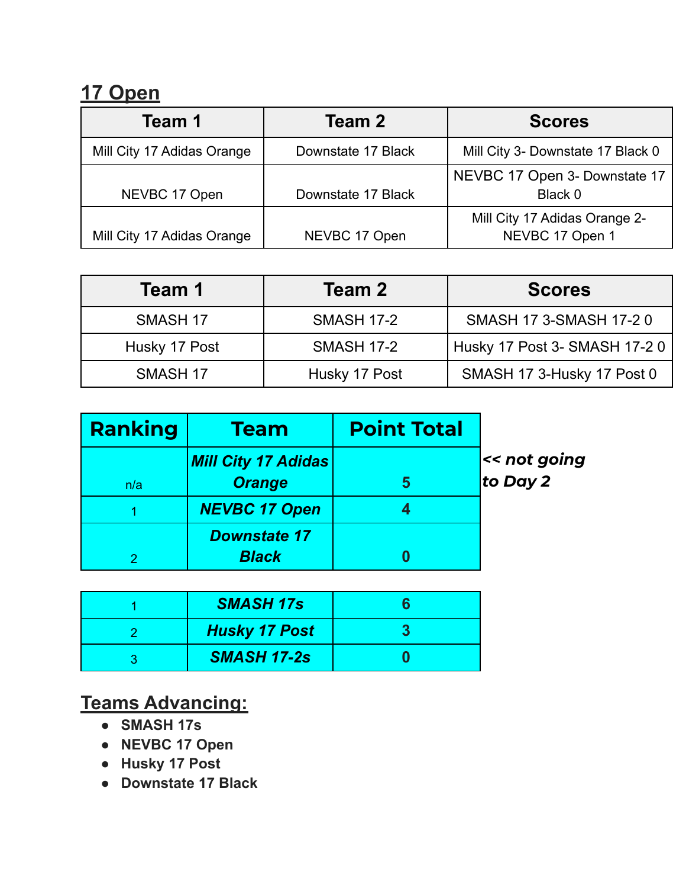## 17 Open

| Team 1 | Team 2 | Scores |
|---|---|---|
| Mill City 17 Adidas Orange | Downstate 17 Black | Mill City 3- Downstate 17 Black 0 |
| NEVBC 17 Open | Downstate 17 Black | NEVBC 17 Open 3- Downstate 17 Black 0 |
| Mill City 17 Adidas Orange | NEVBC 17 Open | Mill City 17 Adidas Orange 2- NEVBC 17 Open 1 |

| Team 1 | Team 2 | Scores |
|---|---|---|
| SMASH 17 | SMASH 17-2 | SMASH 17 3-SMASH 17-2 0 |
| Husky 17 Post | SMASH 17-2 | Husky 17 Post 3- SMASH 17-2 0 |
| SMASH 17 | Husky 17 Post | SMASH 17 3-Husky 17 Post 0 |

| Ranking | Team | Point Total | |
|---|---|---|---|
| n/a | ***Mill City 17 Adidas Orange*** | **5** | ***<< not going to Day 2*** |
| 1 | ***NEVBC 17 Open*** | **4** | |
| 2 | ***Downstate 17 Black*** | **0** | |

| | | |
|---|---|---|
| 1 | ***SMASH 17s*** | **6** |
| 2 | ***Husky 17 Post*** | **3** |
| 3 | ***SMASH 17-2s*** | **0** |

## Teams Advancing:

- **SMASH 17s**
- **NEVBC 17 Open**
- **Husky 17 Post**
- **Downstate 17 Black**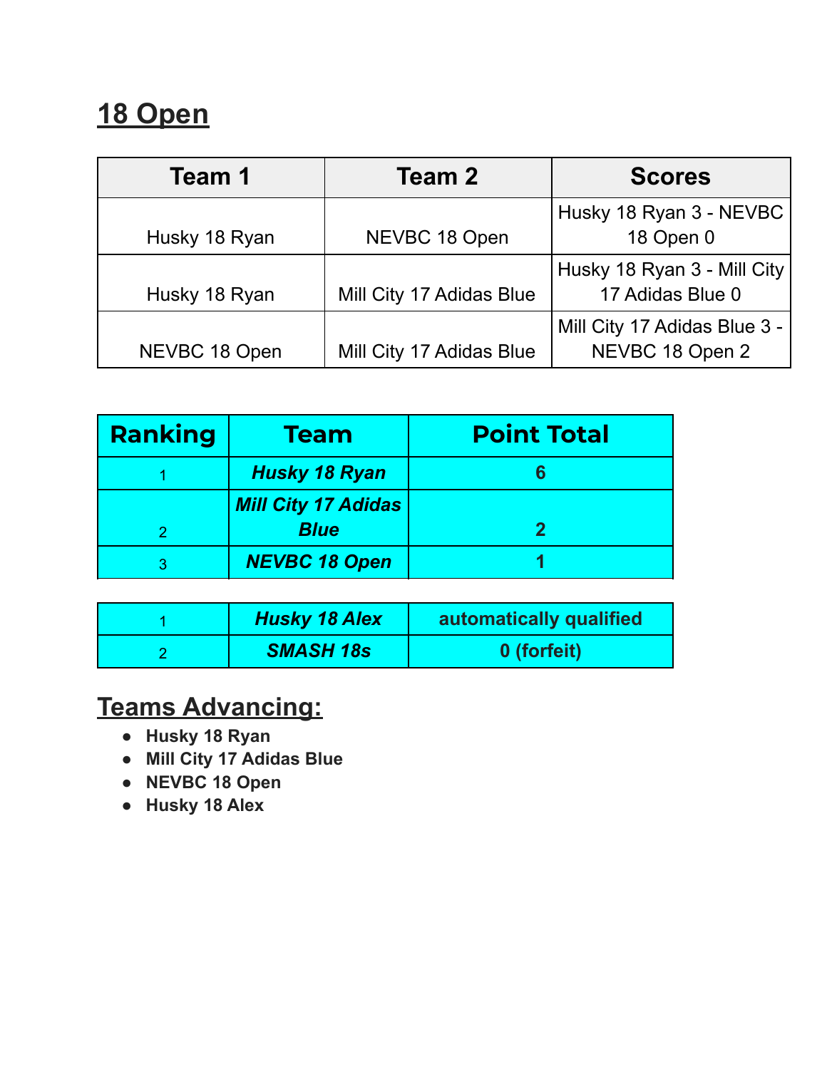## 18 Open

| Team 1 | Team 2 | Scores |
| --- | --- | --- |
| Husky 18 Ryan | NEVBC 18 Open | Husky 18 Ryan 3 - NEVBC 18 Open 0 |
| Husky 18 Ryan | Mill City 17 Adidas Blue | Husky 18 Ryan 3 - Mill City 17 Adidas Blue 0 |
| NEVBC 18 Open | Mill City 17 Adidas Blue | Mill City 17 Adidas Blue 3 - NEVBC 18 Open 2 |

| Ranking | Team | Point Total |
| --- | --- | --- |
| 1 | ***Husky 18 Ryan*** | **6** |
| 2 | ***Mill City 17 Adidas Blue*** | **2** |
| 3 | ***NEVBC 18 Open*** | **1** |

| | | |
| --- | --- | --- |
| 1 | ***Husky 18 Alex*** | **automatically qualified** |
| 2 | ***SMASH 18s*** | **0 (forfeit)** |

## Teams Advancing:

- **Husky 18 Ryan**
- **Mill City 17 Adidas Blue**
- **NEVBC 18 Open**
- **Husky 18 Alex**